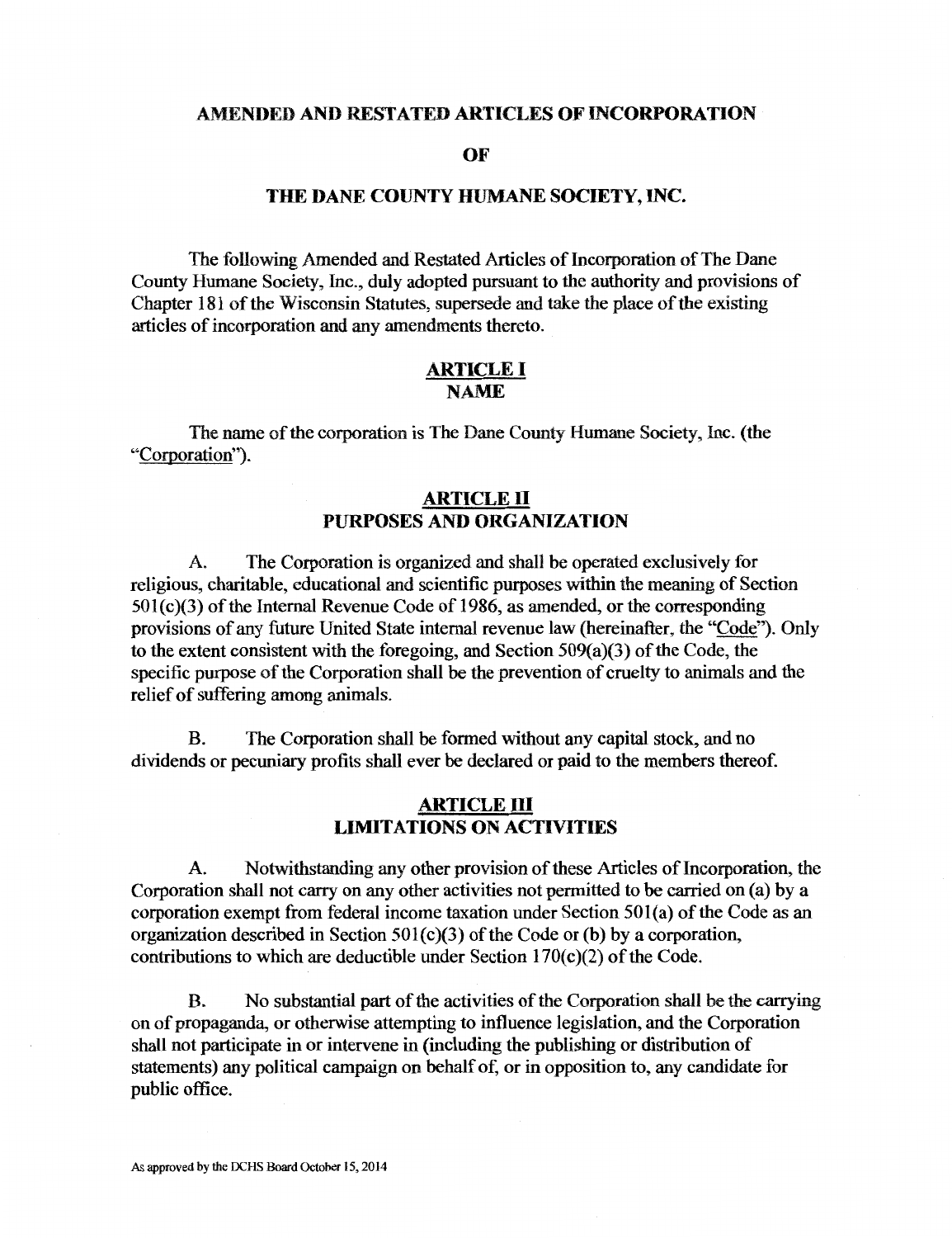# AMENDED AND RESTATED ARTICLES OF INCORPORATION

# OF

# THE DANE COUNTY HUMANE SOCIETY, INC.

The following Amended and Restated Articles of Incorporation of The Dane County Humane Society, Inc., duly adopted pursuant to the authority and provisions of Chapter 181 of the Wisconsin Statutes, supersede and take the place of the existing articles of incorporation and any amendments thereto.

## ARTICLE I
## NAME

The name of the corporation is The Dane County Humane Society, Inc. (the "Corporation").

## ARTICLE II
## PURPOSES AND ORGANIZATION

A. The Corporation is organized and shall be operated exclusively for religious, charitable, educational and scientific purposes within the meaning of Section 501(c)(3) of the Internal Revenue Code of 1986, as amended, or the corresponding provisions of any future United State internal revenue law (hereinafter, the "Code"). Only to the extent consistent with the foregoing, and Section 509(a)(3) of the Code, the specific purpose of the Corporation shall be the prevention of cruelty to animals and the relief of suffering among animals.

B. The Corporation shall be formed without any capital stock, and no dividends or pecuniary profits shall ever be declared or paid to the members thereof.

## ARTICLE III
## LIMITATIONS ON ACTIVITIES

A. Notwithstanding any other provision of these Articles of Incorporation, the Corporation shall not carry on any other activities not permitted to be carried on (a) by a corporation exempt from federal income taxation under Section 501(a) of the Code as an organization described in Section 501(c)(3) of the Code or (b) by a corporation, contributions to which are deductible under Section 170(c)(2) of the Code.

B. No substantial part of the activities of the Corporation shall be the carrying on of propaganda, or otherwise attempting to influence legislation, and the Corporation shall not participate in or intervene in (including the publishing or distribution of statements) any political campaign on behalf of, or in opposition to, any candidate for public office.

As approved by the DCHS Board October 15, 2014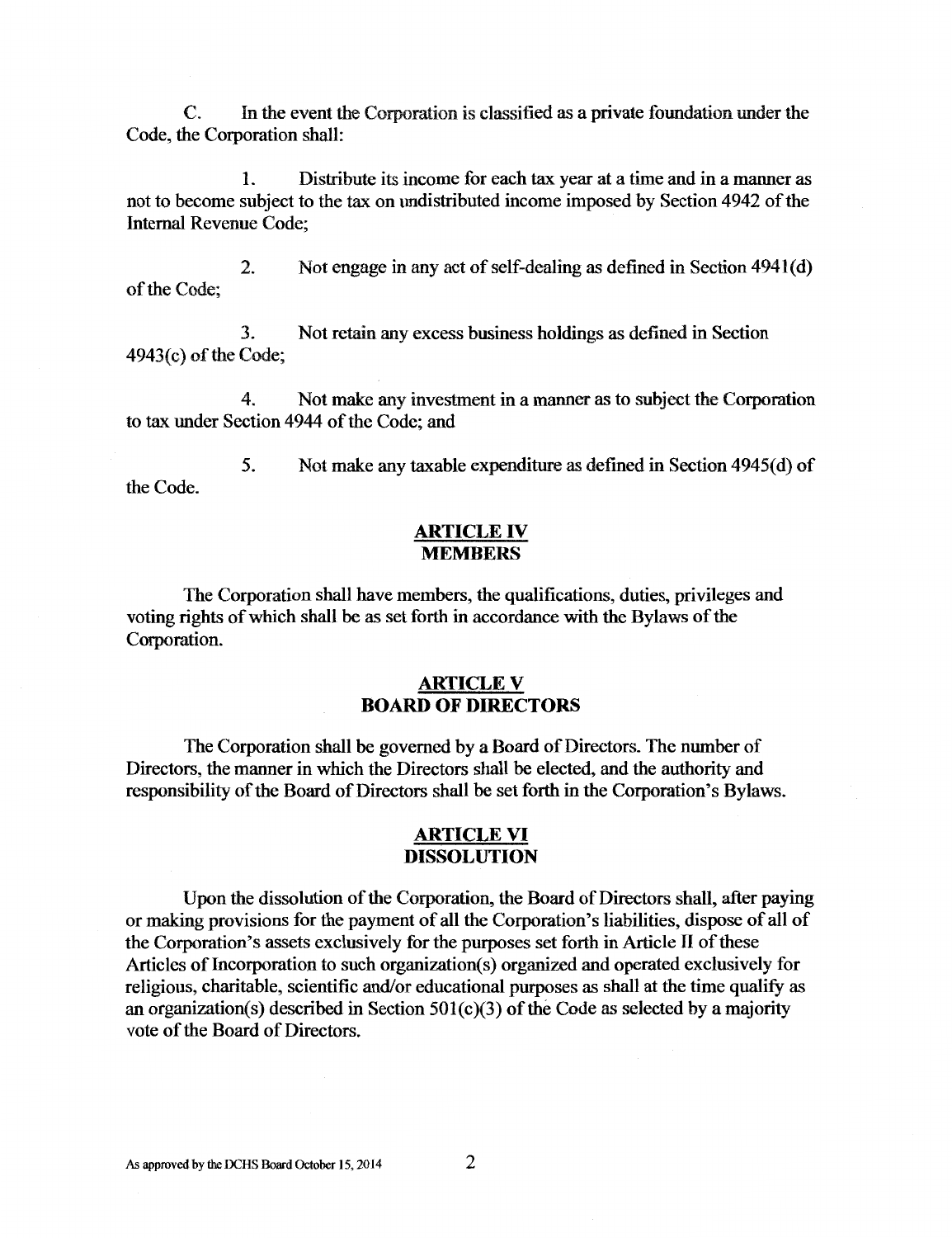C. In the event the Corporation is classified as a private foundation under the Code, the Corporation shall:

1. Distribute its income for each tax year at a time and in a manner as not to become subject to the tax on undistributed income imposed by Section 4942 of the Internal Revenue Code;

2. Not engage in any act of self-dealing as defined in Section 4941(d) of the Code;

3. Not retain any excess business holdings as defined in Section 4943(c) of the Code;

4. Not make any investment in a manner as to subject the Corporation to tax under Section 4944 of the Code; and

5. Not make any taxable expenditure as defined in Section 4945(d) of the Code.

## ARTICLE IV
## MEMBERS

The Corporation shall have members, the qualifications, duties, privileges and voting rights of which shall be as set forth in accordance with the Bylaws of the Corporation.

## ARTICLE V
## BOARD OF DIRECTORS

The Corporation shall be governed by a Board of Directors. The number of Directors, the manner in which the Directors shall be elected, and the authority and responsibility of the Board of Directors shall be set forth in the Corporation's Bylaws.

## ARTICLE VI
## DISSOLUTION

Upon the dissolution of the Corporation, the Board of Directors shall, after paying or making provisions for the payment of all the Corporation's liabilities, dispose of all of the Corporation's assets exclusively for the purposes set forth in Article II of these Articles of Incorporation to such organization(s) organized and operated exclusively for religious, charitable, scientific and/or educational purposes as shall at the time qualify as an organization(s) described in Section 501(c)(3) of the Code as selected by a majority vote of the Board of Directors.

As approved by the DCHS Board October 15, 2014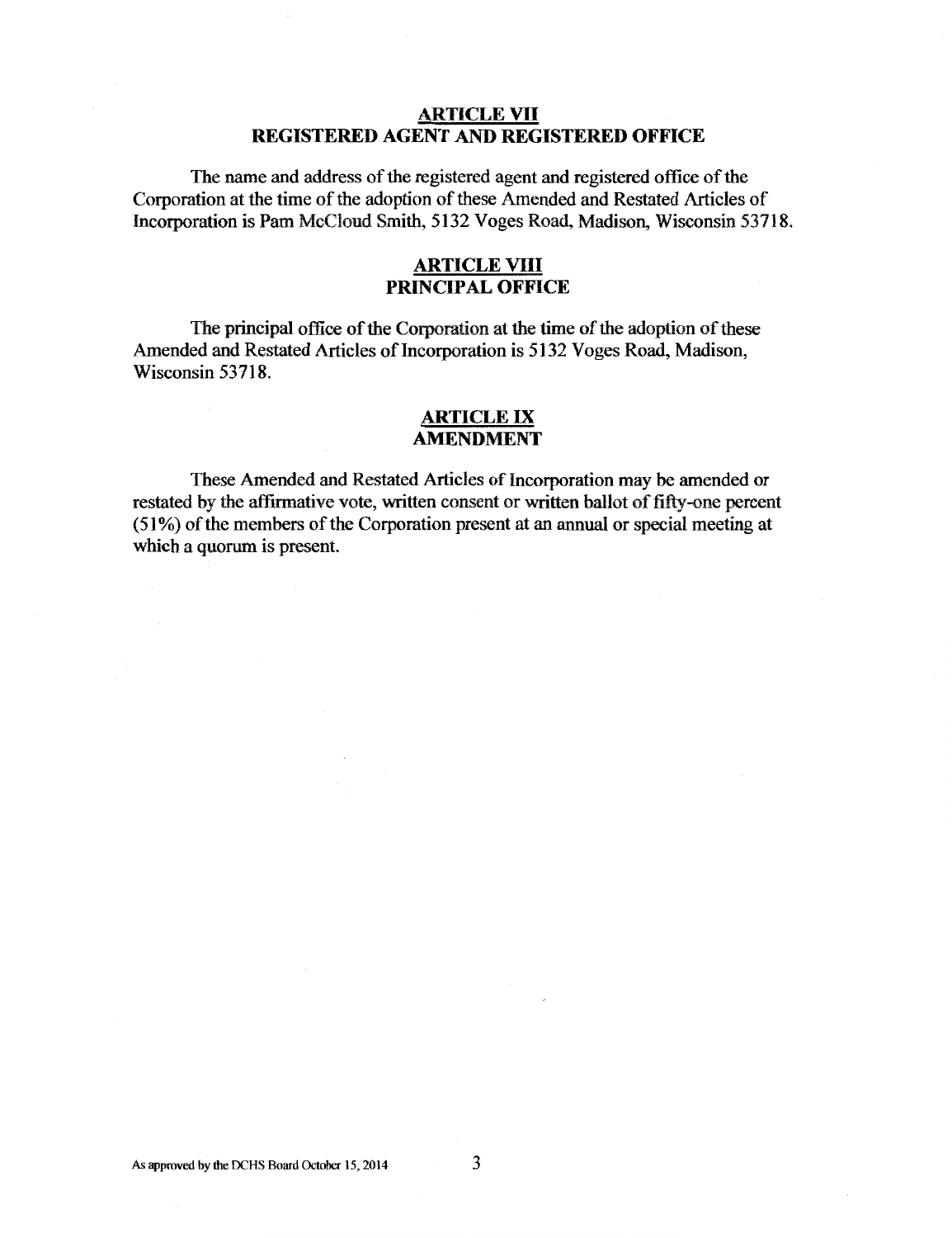## ARTICLE VII
## REGISTERED AGENT AND REGISTERED OFFICE

The name and address of the registered agent and registered office of the Corporation at the time of the adoption of these Amended and Restated Articles of Incorporation is Pam McCloud Smith, 5132 Voges Road, Madison, Wisconsin 53718.

## ARTICLE VIII
## PRINCIPAL OFFICE

The principal office of the Corporation at the time of the adoption of these Amended and Restated Articles of Incorporation is 5132 Voges Road, Madison, Wisconsin 53718.

## ARTICLE IX
## AMENDMENT

These Amended and Restated Articles of Incorporation may be amended or restated by the affirmative vote, written consent or written ballot of fifty-one percent (51%) of the members of the Corporation present at an annual or special meeting at which a quorum is present.

As approved by the DCHS Board October 15, 2014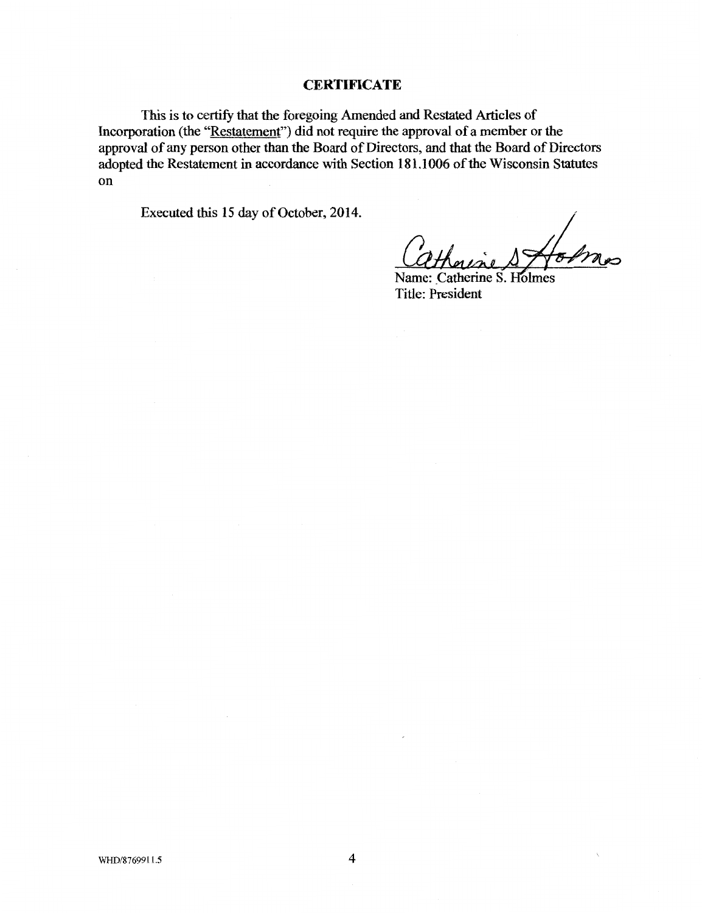## CERTIFICATE

This is to certify that the foregoing Amended and Restated Articles of Incorporation (the "Restatement") did not require the approval of a member or the approval of any person other than the Board of Directors, and that the Board of Directors adopted the Restatement in accordance with Section 181.1006 of the Wisconsin Statutes on

Executed this 15 day of October, 2014.

Catherine S Holmes

Name: Catherine S. Holmes
Title: President

WHD/8769911.5